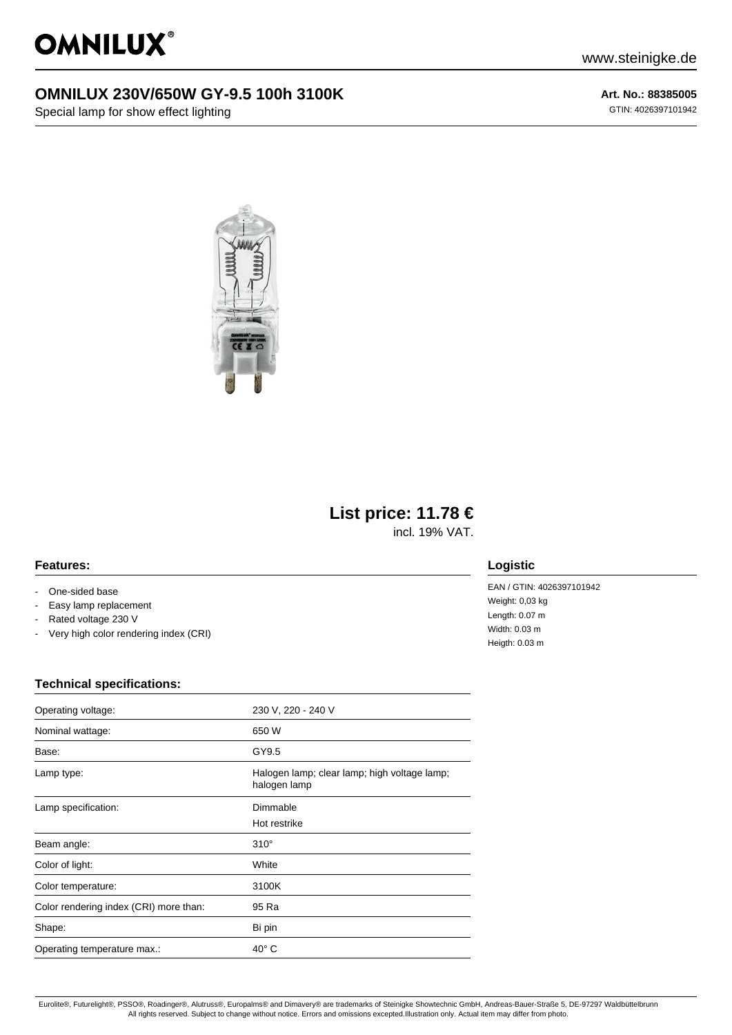# OMNILUX 230V/650W GY-9.5 100h 3100K

Special lamp for show effect lighting

**Art. No.: 88385005**

GTIN: 4026397101942

## List price: 11.78 €

incl. 19% VAT.

### Features:

- One-sided base
- Easy lamp replacement
- Rated voltage 230 V
- Very high color rendering index (CRI)

### Logistic

EAN / GTIN: 4026397101942
Weight: 0,03 kg
Length: 0.07 m
Width: 0.03 m
Heigth: 0.03 m

### Technical specifications:

| | |
|---|---|
| Operating voltage: | 230 V, 220 - 240 V |
| Nominal wattage: | 650 W |
| Base: | GY9.5 |
| Lamp type: | Halogen lamp; clear lamp; high voltage lamp; halogen lamp |
| Lamp specification: | Dimmable<br>Hot restrike |
| Beam angle: | 310° |
| Color of light: | White |
| Color temperature: | 3100K |
| Color rendering index (CRI) more than: | 95 Ra |
| Shape: | Bi pin |
| Operating temperature max.: | 40° C |

Eurolite®, Futurelight®, PSSO®, Roadinger®, Alutruss®, Europalms® and Dimavery® are trademarks of Steinigke Showtechnic GmbH, Andreas-Bauer-Straße 5, DE-97297 Waldbüttelbrunn
All rights reserved. Subject to change without notice. Errors and omissions excepted.Illustration only. Actual item may differ from photo.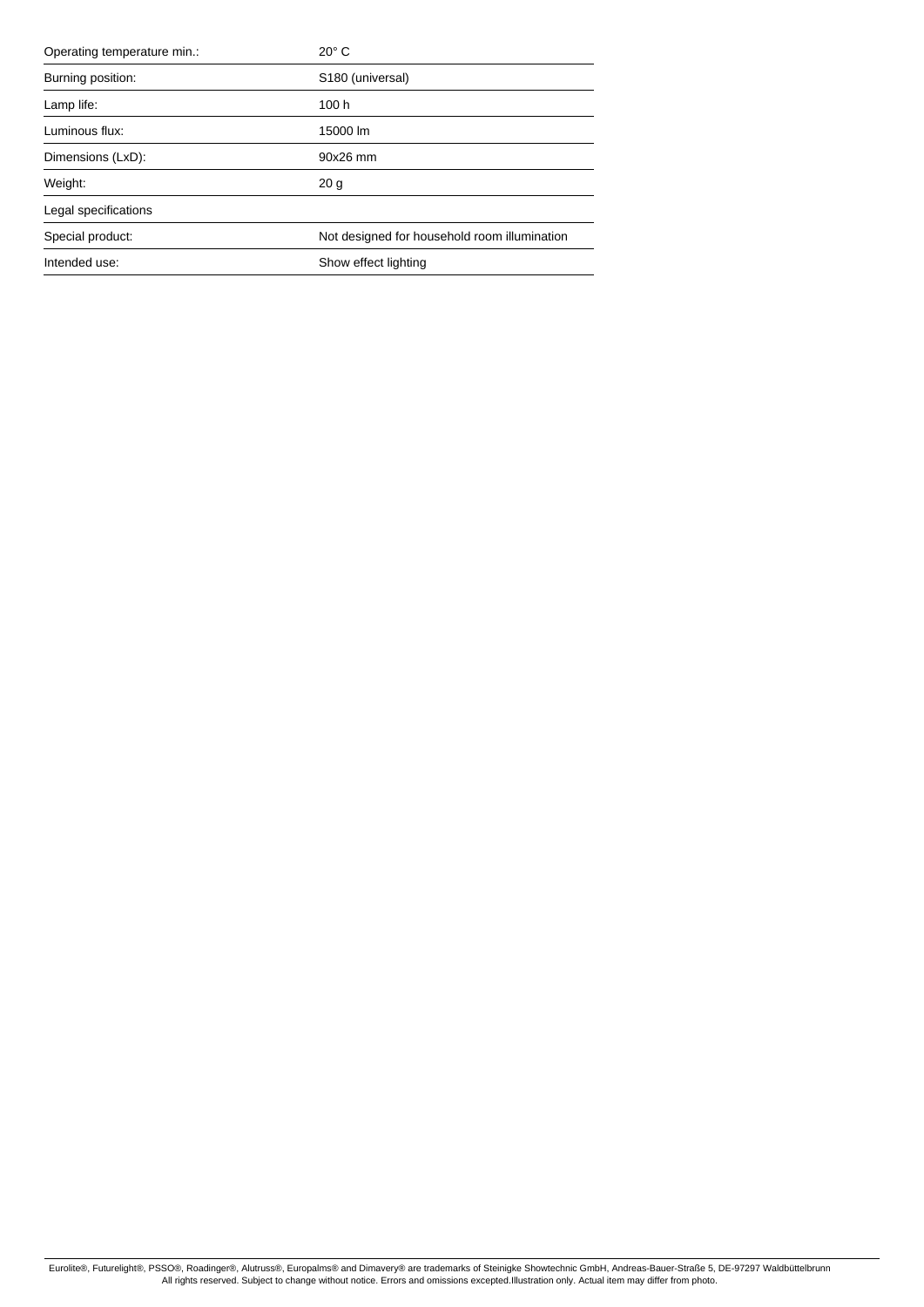| | |
|---|---|
| Operating temperature min.: | 20° C |
| Burning position: | S180 (universal) |
| Lamp life: | 100 h |
| Luminous flux: | 15000 lm |
| Dimensions (LxD): | 90x26 mm |
| Weight: | 20 g |
| Legal specifications | |
| Special product: | Not designed for household room illumination |
| Intended use: | Show effect lighting |

Eurolite®, Futurelight®, PSSO®, Roadinger®, Alutruss®, Europalms® and Dimavery® are trademarks of Steinigke Showtechnic GmbH, Andreas-Bauer-Straße 5, DE-97297 Waldbüttelbrunn
All rights reserved. Subject to change without notice. Errors and omissions excepted.Illustration only. Actual item may differ from photo.